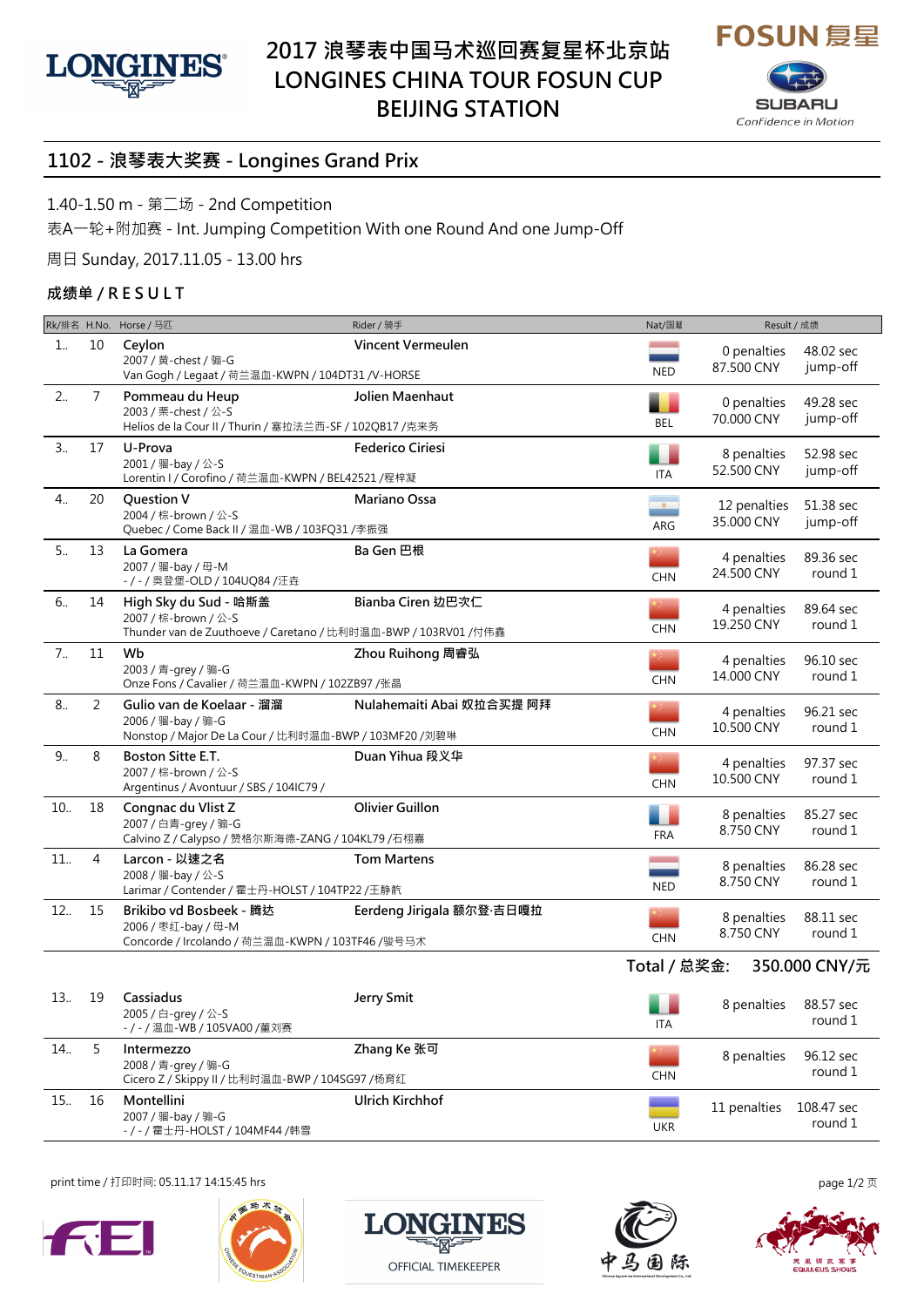# 2017 浪琴表中国马术巡回赛复星杯北京站
# LONGINES CHINA TOUR FOSUN CUP
# BEIJING STATION

## 1102 - 浪琴表大奖赛 - Longines Grand Prix

1.40-1.50 m - 第二场 - 2nd Competition

表A一轮+附加赛 - Int. Jumping Competition With one Round And one Jump-Off

周日 Sunday, 2017.11.05 - 13.00 hrs

### 成绩单 / R E S U L T

| Rk/排名 | H.No. | Horse / 马匹 | Rider / 骑手 | Nat/国籍 | Result / 成绩 | |
|---|---|---|---|---|---|---|
| 1.. | 10 | Ceylon<br>2007 / 黄-chest / 骟-G<br>Van Gogh / Legaat / 荷兰温血-KWPN / 104DT31 /V-HORSE | Vincent Vermeulen | NED | 0 penalties<br>87.500 CNY | 48.02 sec<br>jump-off |
| 2.. | 7 | Pommeau du Heup<br>2003 / 栗-chest / 公-S<br>Helios de la Cour II / Thurin / 塞拉法兰西-SF / 102QB17 /克来务 | Jolien Maenhaut | BEL | 0 penalties<br>70.000 CNY | 49.28 sec<br>jump-off |
| 3.. | 17 | U-Prova<br>2001 / 骝-bay / 公-S<br>Lorentin I / Corofino / 荷兰温血-KWPN / BEL42521 /程梓凝 | Federico Ciriesi | ITA | 8 penalties<br>52.500 CNY | 52.98 sec<br>jump-off |
| 4.. | 20 | Question V<br>2004 / 棕-brown / 公-S<br>Quebec / Come Back II / 温血-WB / 103FQ31 /李振强 | Mariano Ossa | ARG | 12 penalties<br>35.000 CNY | 51.38 sec<br>jump-off |
| 5.. | 13 | La Gomera<br>2007 / 骝-bay / 母-M<br>- / - / 奥登堡-OLD / 104UQ84 /汪垚 | Ba Gen 巴根 | CHN | 4 penalties<br>24.500 CNY | 89.36 sec<br>round 1 |
| 6.. | 14 | High Sky du Sud - 哈斯盖<br>2007 / 棕-brown / 公-S<br>Thunder van de Zuuthoeve / Caretano / 比利时温血-BWP / 103RV01 /付伟鑫 | Bianba Ciren 边巴次仁 | CHN | 4 penalties<br>19.250 CNY | 89.64 sec<br>round 1 |
| 7.. | 11 | Wb<br>2003 / 青-grey / 骟-G<br>Onze Fons / Cavalier / 荷兰温血-KWPN / 102ZB97 /张晶 | Zhou Ruihong 周睿弘 | CHN | 4 penalties<br>14.000 CNY | 96.10 sec<br>round 1 |
| 8.. | 2 | Gulio van de Koelaar - 溜溜<br>2006 / 骝-bay / 骟-G<br>Nonstop / Major De La Cour / 比利时温血-BWP / 103MF20 /刘碧琳 | Nulahemaiti Abai 努拉合买提 阿拜 | CHN | 4 penalties<br>10.500 CNY | 96.21 sec<br>round 1 |
| 9.. | 8 | Boston Sitte E.T.<br>2007 / 棕-brown / 公-S<br>Argentinus / Avontuur / SBS / 104IC79 / | Duan Yihua 段义华 | CHN | 4 penalties<br>10.500 CNY | 97.37 sec<br>round 1 |
| 10.. | 18 | Congnac du Vlist Z<br>2007 / 白青-grey / 骟-G<br>Calvino Z / Calypso / 赞格尔斯海德-ZANG / 104KL79 /石栩嘉 | Olivier Guillon | FRA | 8 penalties<br>8.750 CNY | 85.27 sec<br>round 1 |
| 11.. | 4 | Larcon - 以速之名<br>2008 / 骝-bay / 公-S<br>Larimar / Contender / 霍士丹-HOLST / 104TP22 /王静髡 | Tom Martens | NED | 8 penalties<br>8.750 CNY | 86.28 sec<br>round 1 |
| 12.. | 15 | Brikibo vd Bosbeek - 腾达<br>2006 / 枣红-bay / 母-M<br>Concorde / Ircolando / 荷兰温血-KWPN / 103TF46 /骏号马术 | Eerdeng Jirigala 额尔登·吉日嘎拉 | CHN | 8 penalties<br>8.750 CNY | 88.11 sec<br>round 1 |
| | | | | | **Total / 总奖金:** | **350.000 CNY/元** |
| 13.. | 19 | Cassiadus<br>2005 / 白-grey / 公-S<br>- / - / 温血-WB / 105VA00 /董刘赛 | Jerry Smit | ITA | 8 penalties | 88.57 sec<br>round 1 |
| 14.. | 5 | Intermezzo<br>2008 / 青-grey / 骟-G<br>Cicero Z / Skippy II / 比利时温血-BWP / 104SG97 /杨育红 | Zhang Ke 张可 | CHN | 8 penalties | 96.12 sec<br>round 1 |
| 15.. | 16 | Montellini<br>2007 / 骝-bay / 骟-G<br>- / - / 霍士丹-HOLST / 104MF44 /韩雪 | Ulrich Kirchhof | UKR | 11 penalties | 108.47 sec<br>round 1 |

print time / 打印时间: 05.11.17 14:15:45 hrs

OFFICIAL TIMEKEEPER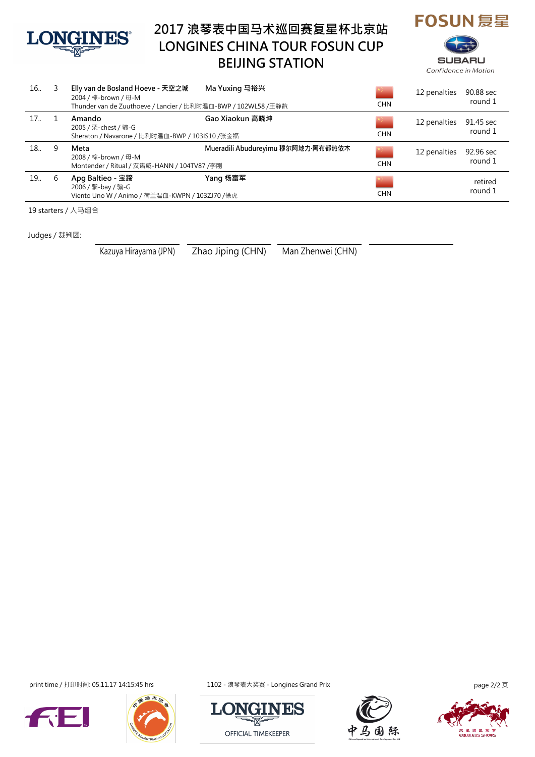# 2017 浪琴表中国马术巡回赛复星杯北京站
# LONGINES CHINA TOUR FOSUN CUP BEIJING STATION

| | | | | | | |
|---|---|---|---|---|---|---|
| 16.. | 3 | Elly van de Bosland Hoeve - 天空之城<br>2004 / 棕-brown / 母-M<br>Thunder van de Zuuthoeve / Lancier / 比利时温血-BWP / 102WL58 /王静荇 | Ma Yuxing 马裕兴 | CHN | 12 penalties | 90.88 sec<br>round 1 |
| 17.. | 1 | Amando<br>2005 / 栗-chest / 骟-G<br>Sheraton / Navarone / 比利时温血-BWP / 103IS10 /张金福 | Gao Xiaokun 高晓坤 | CHN | 12 penalties | 91.45 sec<br>round 1 |
| 18.. | 9 | Meta<br>2008 / 棕-brown / 母-M<br>Montender / Ritual / 汉诺威-HANN / 104TV87 /李刚 | Mueradili Abudureyimu 穆尔阿地力·阿布都热依木 | CHN | 12 penalties | 92.96 sec<br>round 1 |
| 19.. | 6 | Apg Baltieo - 宝蹄<br>2006 / 骝-bay / 骟-G<br>Viento Uno W / Animo / 荷兰温血-KWPN / 103ZJ70 /徐虎 | Yang 杨富军 | CHN | | retired<br>round 1 |

19 starters / 人马组合

Judges / 裁判团:

Kazuya Hirayama (JPN) | Zhao Jiping (CHN) | Man Zhenwei (CHN)

print time / 打印时间: 05.11.17 14:15:45 hrs

1102 - 浪琴表大奖赛 - Longines Grand Prix

OFFICIAL TIMEKEEPER